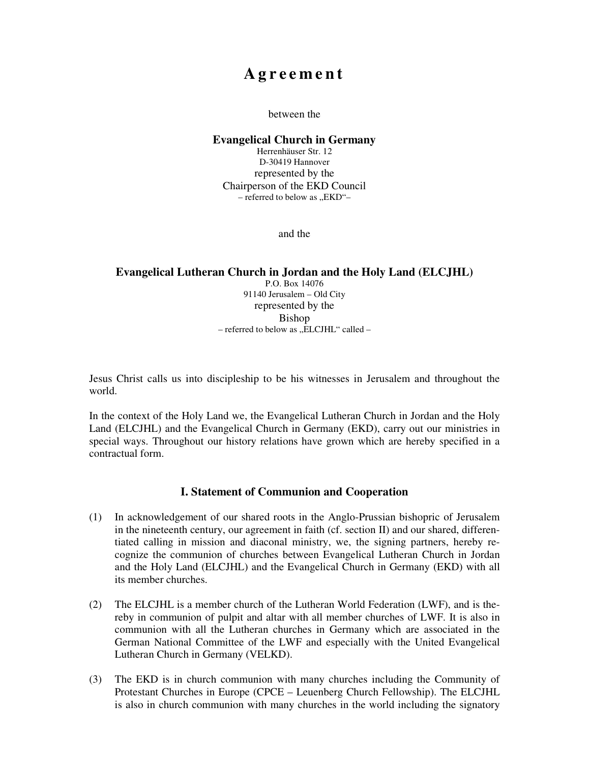# Agreement

between the

**Evangelical Church in Germany**
Herrenhäuser Str. 12
D-30419 Hannover
represented by the
Chairperson of the EKD Council
– referred to below as „EKD"–

and the

**Evangelical Lutheran Church in Jordan and the Holy Land (ELCJHL)**
P.O. Box 14076
91140 Jerusalem – Old City
represented by the
Bishop
– referred to below as „ELCJHL" called –

Jesus Christ calls us into discipleship to be his witnesses in Jerusalem and throughout the world.

In the context of the Holy Land we, the Evangelical Lutheran Church in Jordan and the Holy Land (ELCJHL) and the Evangelical Church in Germany (EKD), carry out our ministries in special ways. Throughout our history relations have grown which are hereby specified in a contractual form.

## I. Statement of Communion and Cooperation

(1) In acknowledgement of our shared roots in the Anglo-Prussian bishopric of Jerusalem in the nineteenth century, our agreement in faith (cf. section II) and our shared, differentiated calling in mission and diaconal ministry, we, the signing partners, hereby recognize the communion of churches between Evangelical Lutheran Church in Jordan and the Holy Land (ELCJHL) and the Evangelical Church in Germany (EKD) with all its member churches.

(2) The ELCJHL is a member church of the Lutheran World Federation (LWF), and is thereby in communion of pulpit and altar with all member churches of LWF. It is also in communion with all the Lutheran churches in Germany which are associated in the German National Committee of the LWF and especially with the United Evangelical Lutheran Church in Germany (VELKD).

(3) The EKD is in church communion with many churches including the Community of Protestant Churches in Europe (CPCE – Leuenberg Church Fellowship). The ELCJHL is also in church communion with many churches in the world including the signatory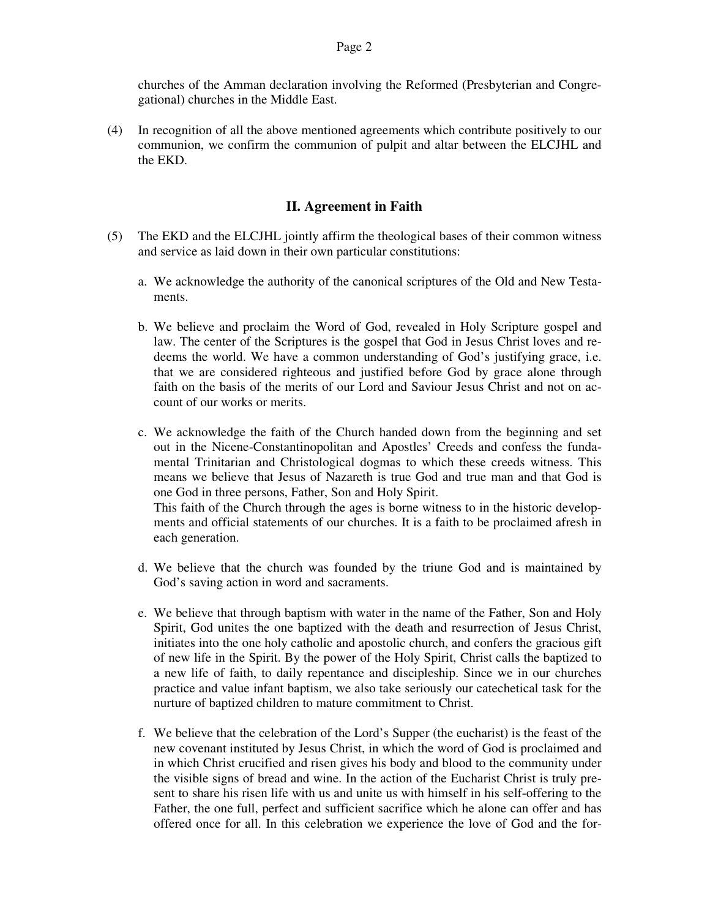churches of the Amman declaration involving the Reformed (Presbyterian and Congregational) churches in the Middle East.

(4) In recognition of all the above mentioned agreements which contribute positively to our communion, we confirm the communion of pulpit and altar between the ELCJHL and the EKD.

## II. Agreement in Faith

(5) The EKD and the ELCJHL jointly affirm the theological bases of their common witness and service as laid down in their own particular constitutions:

a. We acknowledge the authority of the canonical scriptures of the Old and New Testaments.

b. We believe and proclaim the Word of God, revealed in Holy Scripture gospel and law. The center of the Scriptures is the gospel that God in Jesus Christ loves and redeems the world. We have a common understanding of God's justifying grace, i.e. that we are considered righteous and justified before God by grace alone through faith on the basis of the merits of our Lord and Saviour Jesus Christ and not on account of our works or merits.

c. We acknowledge the faith of the Church handed down from the beginning and set out in the Nicene-Constantinopolitan and Apostles' Creeds and confess the fundamental Trinitarian and Christological dogmas to which these creeds witness. This means we believe that Jesus of Nazareth is true God and true man and that God is one God in three persons, Father, Son and Holy Spirit.
This faith of the Church through the ages is borne witness to in the historic developments and official statements of our churches. It is a faith to be proclaimed afresh in each generation.

d. We believe that the church was founded by the triune God and is maintained by God's saving action in word and sacraments.

e. We believe that through baptism with water in the name of the Father, Son and Holy Spirit, God unites the one baptized with the death and resurrection of Jesus Christ, initiates into the one holy catholic and apostolic church, and confers the gracious gift of new life in the Spirit. By the power of the Holy Spirit, Christ calls the baptized to a new life of faith, to daily repentance and discipleship. Since we in our churches practice and value infant baptism, we also take seriously our catechetical task for the nurture of baptized children to mature commitment to Christ.

f. We believe that the celebration of the Lord's Supper (the eucharist) is the feast of the new covenant instituted by Jesus Christ, in which the word of God is proclaimed and in which Christ crucified and risen gives his body and blood to the community under the visible signs of bread and wine. In the action of the Eucharist Christ is truly present to share his risen life with us and unite us with himself in his self-offering to the Father, the one full, perfect and sufficient sacrifice which he alone can offer and has offered once for all. In this celebration we experience the love of God and the for-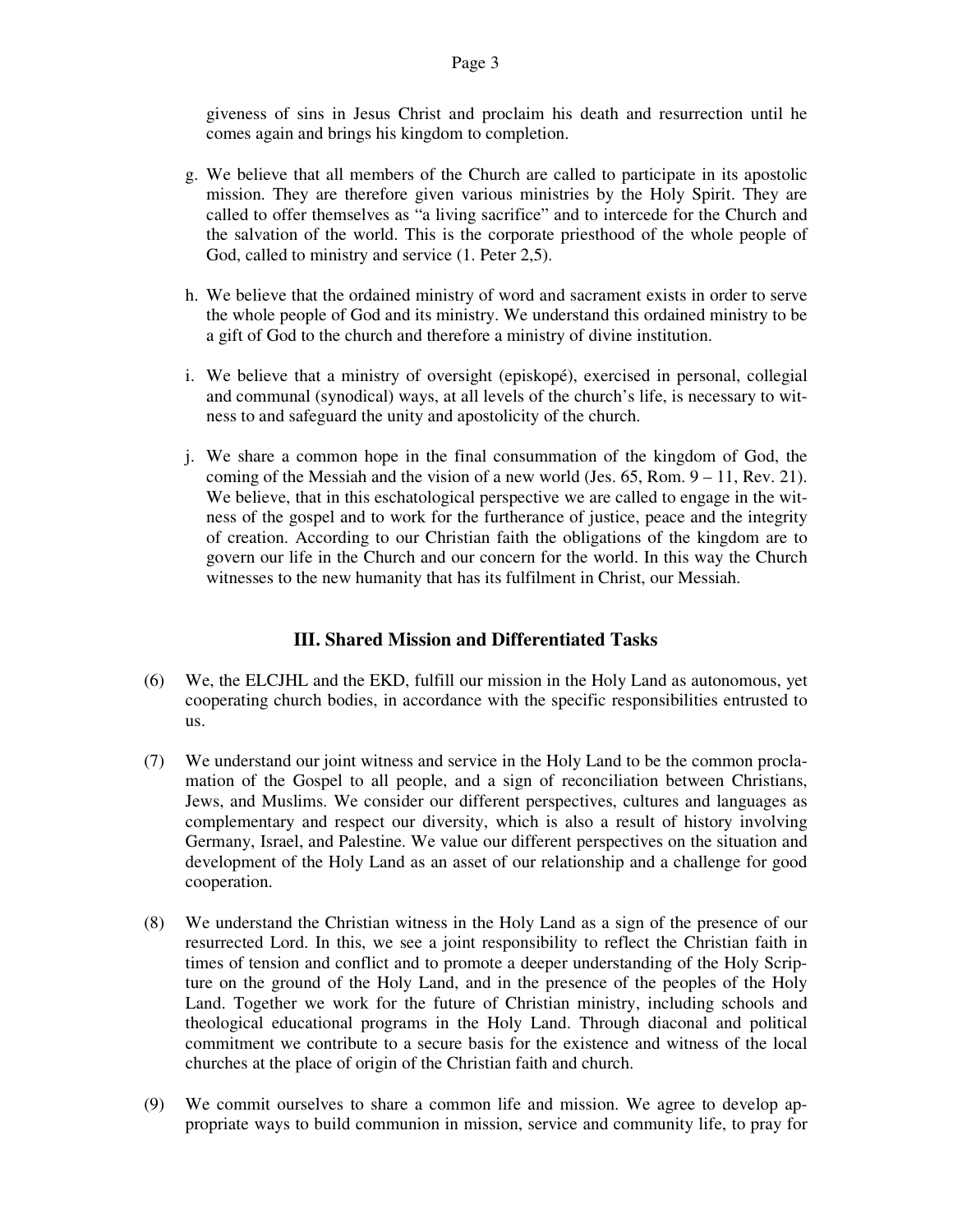giveness of sins in Jesus Christ and proclaim his death and resurrection until he comes again and brings his kingdom to completion.

g. We believe that all members of the Church are called to participate in its apostolic mission. They are therefore given various ministries by the Holy Spirit. They are called to offer themselves as "a living sacrifice" and to intercede for the Church and the salvation of the world. This is the corporate priesthood of the whole people of God, called to ministry and service (1. Peter 2,5).

h. We believe that the ordained ministry of word and sacrament exists in order to serve the whole people of God and its ministry. We understand this ordained ministry to be a gift of God to the church and therefore a ministry of divine institution.

i. We believe that a ministry of oversight (episkopé), exercised in personal, collegial and communal (synodical) ways, at all levels of the church's life, is necessary to witness to and safeguard the unity and apostolicity of the church.

j. We share a common hope in the final consummation of the kingdom of God, the coming of the Messiah and the vision of a new world (Jes. 65, Rom. 9 – 11, Rev. 21). We believe, that in this eschatological perspective we are called to engage in the witness of the gospel and to work for the furtherance of justice, peace and the integrity of creation. According to our Christian faith the obligations of the kingdom are to govern our life in the Church and our concern for the world. In this way the Church witnesses to the new humanity that has its fulfilment in Christ, our Messiah.

## III. Shared Mission and Differentiated Tasks

(6) We, the ELCJHL and the EKD, fulfill our mission in the Holy Land as autonomous, yet cooperating church bodies, in accordance with the specific responsibilities entrusted to us.

(7) We understand our joint witness and service in the Holy Land to be the common proclamation of the Gospel to all people, and a sign of reconciliation between Christians, Jews, and Muslims. We consider our different perspectives, cultures and languages as complementary and respect our diversity, which is also a result of history involving Germany, Israel, and Palestine. We value our different perspectives on the situation and development of the Holy Land as an asset of our relationship and a challenge for good cooperation.

(8) We understand the Christian witness in the Holy Land as a sign of the presence of our resurrected Lord. In this, we see a joint responsibility to reflect the Christian faith in times of tension and conflict and to promote a deeper understanding of the Holy Scripture on the ground of the Holy Land, and in the presence of the peoples of the Holy Land. Together we work for the future of Christian ministry, including schools and theological educational programs in the Holy Land. Through diaconal and political commitment we contribute to a secure basis for the existence and witness of the local churches at the place of origin of the Christian faith and church.

(9) We commit ourselves to share a common life and mission. We agree to develop appropriate ways to build communion in mission, service and community life, to pray for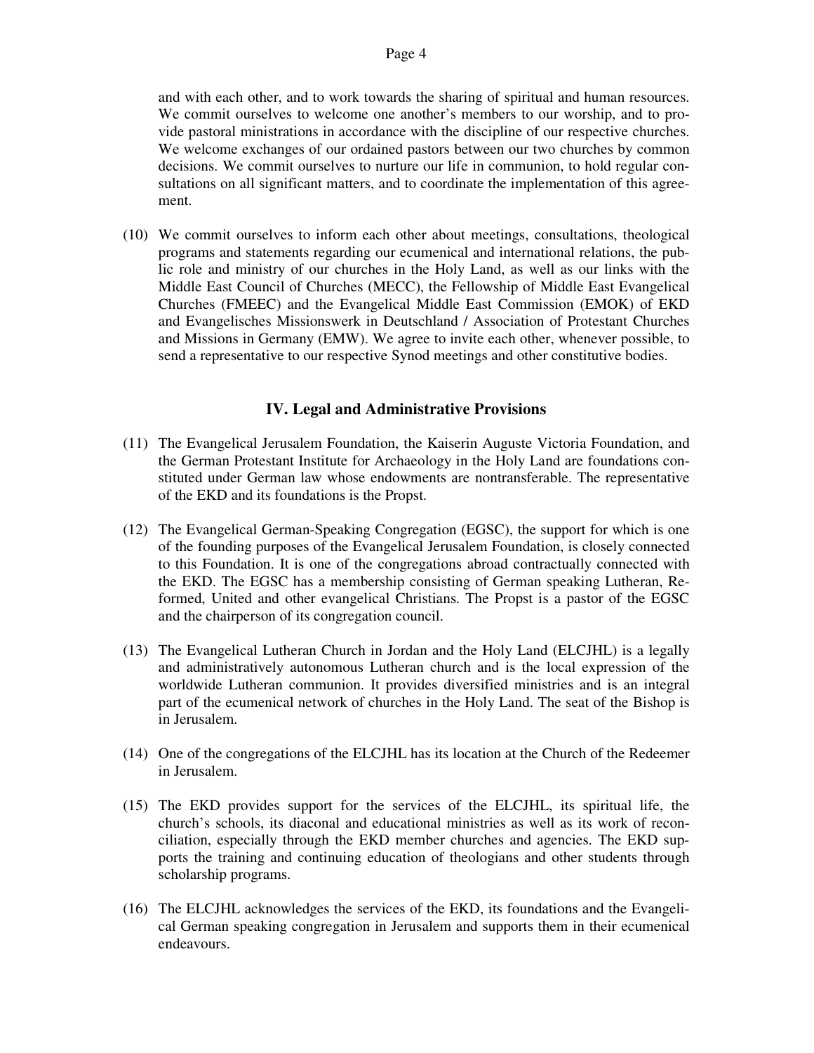and with each other, and to work towards the sharing of spiritual and human resources. We commit ourselves to welcome one another's members to our worship, and to provide pastoral ministrations in accordance with the discipline of our respective churches. We welcome exchanges of our ordained pastors between our two churches by common decisions. We commit ourselves to nurture our life in communion, to hold regular consultations on all significant matters, and to coordinate the implementation of this agreement.

(10) We commit ourselves to inform each other about meetings, consultations, theological programs and statements regarding our ecumenical and international relations, the public role and ministry of our churches in the Holy Land, as well as our links with the Middle East Council of Churches (MECC), the Fellowship of Middle East Evangelical Churches (FMEEC) and the Evangelical Middle East Commission (EMOK) of EKD and Evangelisches Missionswerk in Deutschland / Association of Protestant Churches and Missions in Germany (EMW). We agree to invite each other, whenever possible, to send a representative to our respective Synod meetings and other constitutive bodies.

## IV. Legal and Administrative Provisions

(11) The Evangelical Jerusalem Foundation, the Kaiserin Auguste Victoria Foundation, and the German Protestant Institute for Archaeology in the Holy Land are foundations constituted under German law whose endowments are nontransferable. The representative of the EKD and its foundations is the Propst.

(12) The Evangelical German-Speaking Congregation (EGSC), the support for which is one of the founding purposes of the Evangelical Jerusalem Foundation, is closely connected to this Foundation. It is one of the congregations abroad contractually connected with the EKD. The EGSC has a membership consisting of German speaking Lutheran, Reformed, United and other evangelical Christians. The Propst is a pastor of the EGSC and the chairperson of its congregation council.

(13) The Evangelical Lutheran Church in Jordan and the Holy Land (ELCJHL) is a legally and administratively autonomous Lutheran church and is the local expression of the worldwide Lutheran communion. It provides diversified ministries and is an integral part of the ecumenical network of churches in the Holy Land. The seat of the Bishop is in Jerusalem.

(14) One of the congregations of the ELCJHL has its location at the Church of the Redeemer in Jerusalem.

(15) The EKD provides support for the services of the ELCJHL, its spiritual life, the church's schools, its diaconal and educational ministries as well as its work of reconciliation, especially through the EKD member churches and agencies. The EKD supports the training and continuing education of theologians and other students through scholarship programs.

(16) The ELCJHL acknowledges the services of the EKD, its foundations and the Evangelical German speaking congregation in Jerusalem and supports them in their ecumenical endeavours.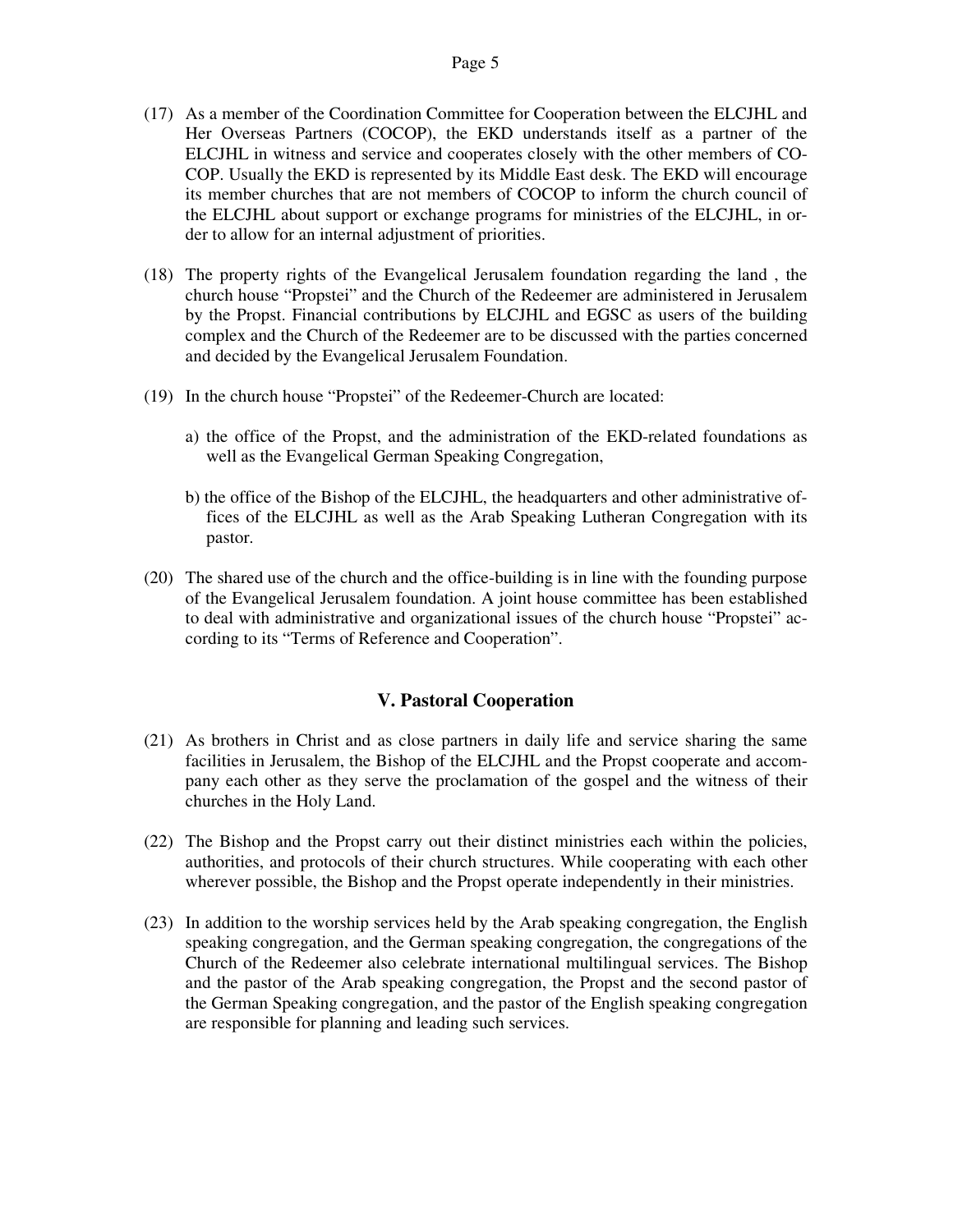(17) As a member of the Coordination Committee for Cooperation between the ELCJHL and Her Overseas Partners (COCOP), the EKD understands itself as a partner of the ELCJHL in witness and service and cooperates closely with the other members of COCOP. Usually the EKD is represented by its Middle East desk. The EKD will encourage its member churches that are not members of COCOP to inform the church council of the ELCJHL about support or exchange programs for ministries of the ELCJHL, in order to allow for an internal adjustment of priorities.

(18) The property rights of the Evangelical Jerusalem foundation regarding the land , the church house "Propstei" and the Church of the Redeemer are administered in Jerusalem by the Propst. Financial contributions by ELCJHL and EGSC as users of the building complex and the Church of the Redeemer are to be discussed with the parties concerned and decided by the Evangelical Jerusalem Foundation.

(19) In the church house "Propstei" of the Redeemer-Church are located:

a) the office of the Propst, and the administration of the EKD-related foundations as well as the Evangelical German Speaking Congregation,

b) the office of the Bishop of the ELCJHL, the headquarters and other administrative offices of the ELCJHL as well as the Arab Speaking Lutheran Congregation with its pastor.

(20) The shared use of the church and the office-building is in line with the founding purpose of the Evangelical Jerusalem foundation. A joint house committee has been established to deal with administrative and organizational issues of the church house "Propstei" according to its "Terms of Reference and Cooperation".

## V. Pastoral Cooperation

(21) As brothers in Christ and as close partners in daily life and service sharing the same facilities in Jerusalem, the Bishop of the ELCJHL and the Propst cooperate and accompany each other as they serve the proclamation of the gospel and the witness of their churches in the Holy Land.

(22) The Bishop and the Propst carry out their distinct ministries each within the policies, authorities, and protocols of their church structures. While cooperating with each other wherever possible, the Bishop and the Propst operate independently in their ministries.

(23) In addition to the worship services held by the Arab speaking congregation, the English speaking congregation, and the German speaking congregation, the congregations of the Church of the Redeemer also celebrate international multilingual services. The Bishop and the pastor of the Arab speaking congregation, the Propst and the second pastor of the German Speaking congregation, and the pastor of the English speaking congregation are responsible for planning and leading such services.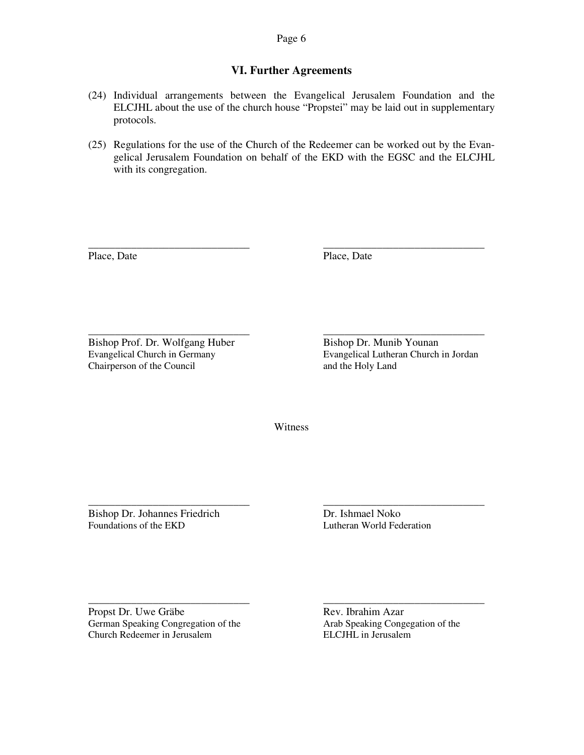## VI. Further Agreements

(24) Individual arrangements between the Evangelical Jerusalem Foundation and the ELCJHL about the use of the church house "Propstei" may be laid out in supplementary protocols.

(25) Regulations for the use of the Church of the Redeemer can be worked out by the Evangelical Jerusalem Foundation on behalf of the EKD with the EGSC and the ELCJHL with its congregation.

| | |
|---|---|
| ______________________________ | ______________________________ |
| Place, Date | Place, Date |
| ______________________________ | ______________________________ |
| Bishop Prof. Dr. Wolfgang Huber<br>Evangelical Church in Germany<br>Chairperson of the Council | Bishop Dr. Munib Younan<br>Evangelical Lutheran Church in Jordan and the Holy Land |

Witness

| | |
|---|---|
| ______________________________ | ______________________________ |
| Bishop Dr. Johannes Friedrich<br>Foundations of the EKD | Dr. Ishmael Noko<br>Lutheran World Federation |
| ______________________________ | ______________________________ |
| Propst Dr. Uwe Gräbe<br>German Speaking Congregation of the Church Redeemer in Jerusalem | Rev. Ibrahim Azar<br>Arab Speaking Congegation of the ELCJHL in Jerusalem |